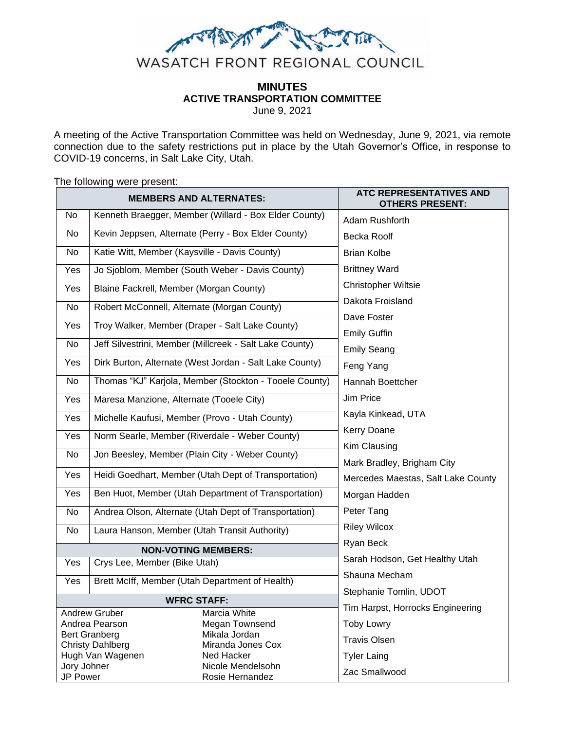WASATCH FRONT REGIONAL COUNCIL

# MINUTES
## ACTIVE TRANSPORTATION COMMITTEE
June 9, 2021

A meeting of the Active Transportation Committee was held on Wednesday, June 9, 2021, via remote connection due to the safety restrictions put in place by the Utah Governor's Office, in response to COVID-19 concerns, in Salt Lake City, Utah.

The following were present:

| MEMBERS AND ALTERNATES: | | ATC REPRESENTATIVES AND OTHERS PRESENT: |
|---|---|---|
| No | Kenneth Braegger, Member (Willard - Box Elder County) | Adam Rushforth |
| No | Kevin Jeppsen, Alternate (Perry - Box Elder County) | Becka Roolf |
| No | Katie Witt, Member (Kaysville - Davis County) | Brian Kolbe |
| Yes | Jo Sjoblom, Member (South Weber - Davis County) | Brittney Ward |
| Yes | Blaine Fackrell, Member (Morgan County) | Christopher Wiltsie |
| No | Robert McConnell, Alternate (Morgan County) | Dakota Froisland |
| Yes | Troy Walker, Member (Draper - Salt Lake County) | Dave Foster |
| No | Jeff Silvestrini, Member (Millcreek - Salt Lake County) | Emily Guffin |
| Yes | Dirk Burton, Alternate (West Jordan - Salt Lake County) | Emily Seang |
| No | Thomas "KJ" Karjola, Member (Stockton - Tooele County) | Feng Yang |
| Yes | Maresa Manzione, Alternate (Tooele City) | Hannah Boettcher |
| Yes | Michelle Kaufusi, Member (Provo - Utah County) | Jim Price |
| Yes | Norm Searle, Member (Riverdale - Weber County) | Kayla Kinkead, UTA |
| No | Jon Beesley, Member (Plain City - Weber County) | Kerry Doane |
| Yes | Heidi Goedhart, Member (Utah Dept of Transportation) | Kim Clausing |
| Yes | Ben Huot, Member (Utah Department of Transportation) | Mark Bradley, Brigham City |
| No | Andrea Olson, Alternate (Utah Dept of Transportation) | Mercedes Maestas, Salt Lake County |
| No | Laura Hanson, Member (Utah Transit Authority) | Morgan Hadden |
| **NON-VOTING MEMBERS:** | | Peter Tang |
| Yes | Crys Lee, Member (Bike Utah) | Riley Wilcox |
| Yes | Brett McIff, Member (Utah Department of Health) | Ryan Beck |
| **WFRC STAFF:** | | Sarah Hodson, Get Healthy Utah |
| Andrew Gruber | Marcia White | Shauna Mecham |
| Andrea Pearson | Megan Townsend | Stephanie Tomlin, UDOT |
| Bert Granberg | Mikala Jordan | Tim Harpst, Horrocks Engineering |
| Christy Dahlberg | Miranda Jones Cox | Toby Lowry |
| Hugh Van Wagenen | Ned Hacker | Travis Olsen |
| Jory Johner | Nicole Mendelsohn | Tyler Laing |
| JP Power | Rosie Hernandez | Zac Smallwood |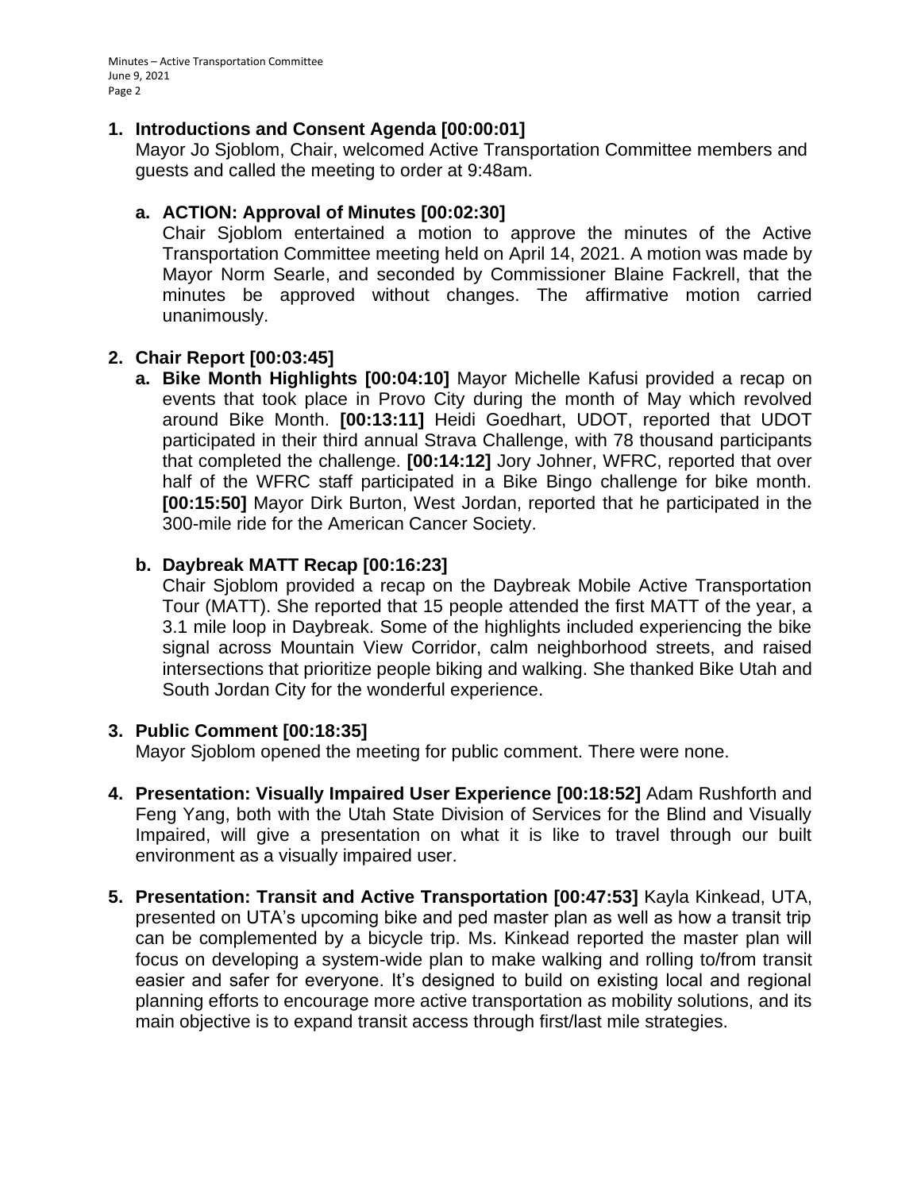1. **Introductions and Consent Agenda [00:00:01]**
   Mayor Jo Sjoblom, Chair, welcomed Active Transportation Committee members and guests and called the meeting to order at 9:48am.

   a. **ACTION: Approval of Minutes [00:02:30]**
      Chair Sjoblom entertained a motion to approve the minutes of the Active Transportation Committee meeting held on April 14, 2021. A motion was made by Mayor Norm Searle, and seconded by Commissioner Blaine Fackrell, that the minutes be approved without changes. The affirmative motion carried unanimously.

2. **Chair Report [00:03:45]**

   a. **Bike Month Highlights [00:04:10]** Mayor Michelle Kafusi provided a recap on events that took place in Provo City during the month of May which revolved around Bike Month. **[00:13:11]** Heidi Goedhart, UDOT, reported that UDOT participated in their third annual Strava Challenge, with 78 thousand participants that completed the challenge. **[00:14:12]** Jory Johner, WFRC, reported that over half of the WFRC staff participated in a Bike Bingo challenge for bike month. **[00:15:50]** Mayor Dirk Burton, West Jordan, reported that he participated in the 300-mile ride for the American Cancer Society.

   b. **Daybreak MATT Recap [00:16:23]**
      Chair Sjoblom provided a recap on the Daybreak Mobile Active Transportation Tour (MATT). She reported that 15 people attended the first MATT of the year, a 3.1 mile loop in Daybreak. Some of the highlights included experiencing the bike signal across Mountain View Corridor, calm neighborhood streets, and raised intersections that prioritize people biking and walking. She thanked Bike Utah and South Jordan City for the wonderful experience.

3. **Public Comment [00:18:35]**
   Mayor Sjoblom opened the meeting for public comment. There were none.

4. **Presentation: Visually Impaired User Experience [00:18:52]** Adam Rushforth and Feng Yang, both with the Utah State Division of Services for the Blind and Visually Impaired, will give a presentation on what it is like to travel through our built environment as a visually impaired user.

5. **Presentation: Transit and Active Transportation [00:47:53]** Kayla Kinkead, UTA, presented on UTA's upcoming bike and ped master plan as well as how a transit trip can be complemented by a bicycle trip. Ms. Kinkead reported the master plan will focus on developing a system-wide plan to make walking and rolling to/from transit easier and safer for everyone. It's designed to build on existing local and regional planning efforts to encourage more active transportation as mobility solutions, and its main objective is to expand transit access through first/last mile strategies.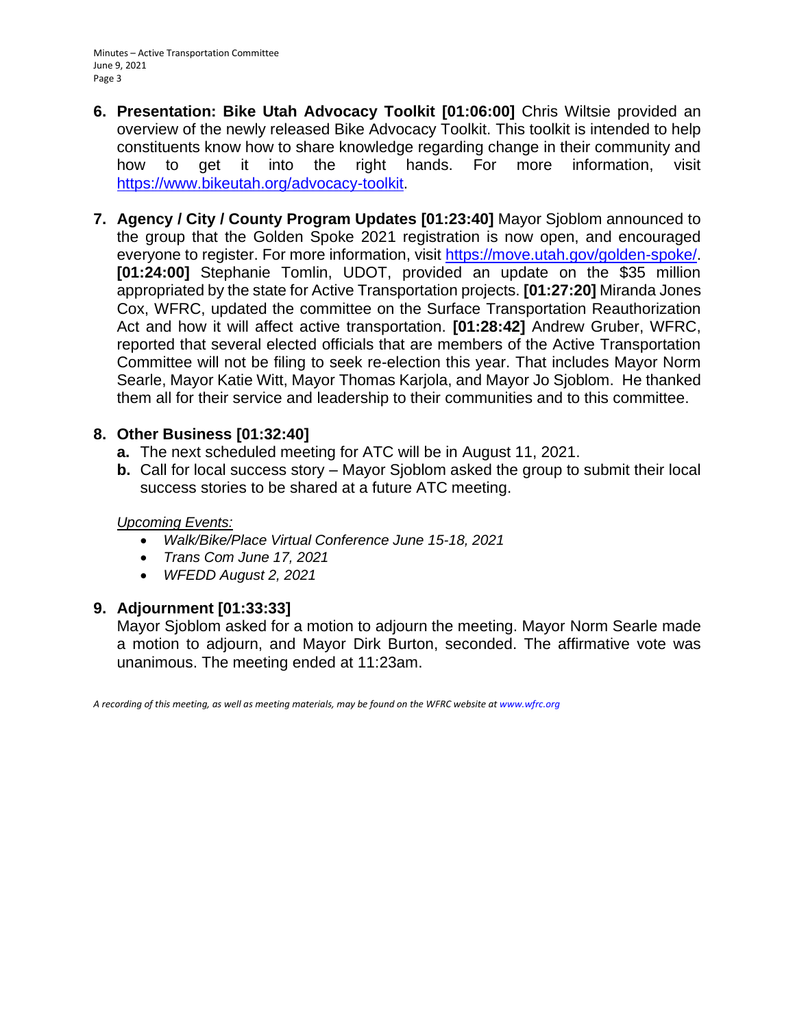6. **Presentation: Bike Utah Advocacy Toolkit [01:06:00]** Chris Wiltsie provided an overview of the newly released Bike Advocacy Toolkit. This toolkit is intended to help constituents know how to share knowledge regarding change in their community and how to get it into the right hands. For more information, visit https://www.bikeutah.org/advocacy-toolkit.

7. **Agency / City / County Program Updates [01:23:40]** Mayor Sjoblom announced to the group that the Golden Spoke 2021 registration is now open, and encouraged everyone to register. For more information, visit https://move.utah.gov/golden-spoke/. **[01:24:00]** Stephanie Tomlin, UDOT, provided an update on the $35 million appropriated by the state for Active Transportation projects. **[01:27:20]** Miranda Jones Cox, WFRC, updated the committee on the Surface Transportation Reauthorization Act and how it will affect active transportation. **[01:28:42]** Andrew Gruber, WFRC, reported that several elected officials that are members of the Active Transportation Committee will not be filing to seek re-election this year. That includes Mayor Norm Searle, Mayor Katie Witt, Mayor Thomas Karjola, and Mayor Jo Sjoblom. He thanked them all for their service and leadership to their communities and to this committee.

8. **Other Business [01:32:40]**
   - **a.** The next scheduled meeting for ATC will be in August 11, 2021.
   - **b.** Call for local success story – Mayor Sjoblom asked the group to submit their local success stories to be shared at a future ATC meeting.

   *Upcoming Events:*
   - *Walk/Bike/Place Virtual Conference June 15-18, 2021*
   - *Trans Com June 17, 2021*
   - *WFEDD August 2, 2021*

9. **Adjournment [01:33:33]**
   Mayor Sjoblom asked for a motion to adjourn the meeting. Mayor Norm Searle made a motion to adjourn, and Mayor Dirk Burton, seconded. The affirmative vote was unanimous. The meeting ended at 11:23am.

*A recording of this meeting, as well as meeting materials, may be found on the WFRC website at www.wfrc.org*